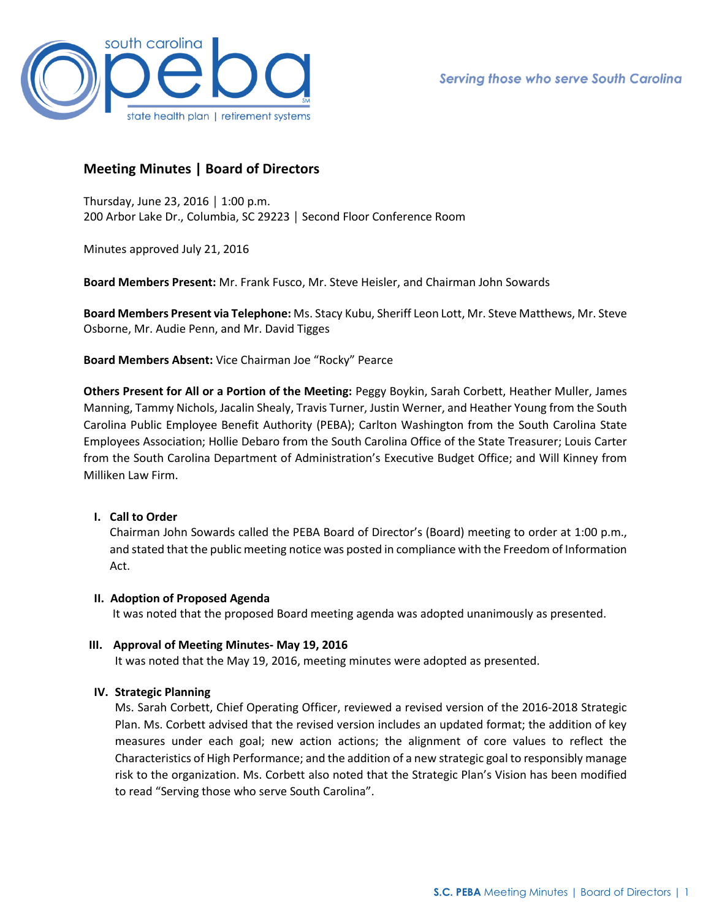# Meeting Minutes | Board of Directors

Thursday, June 23, 2016 │ 1:00 p.m.
200 Arbor Lake Dr., Columbia, SC 29223 │ Second Floor Conference Room

Minutes approved July 21, 2016

**Board Members Present:** Mr. Frank Fusco, Mr. Steve Heisler, and Chairman John Sowards

**Board Members Present via Telephone:** Ms. Stacy Kubu, Sheriff Leon Lott, Mr. Steve Matthews, Mr. Steve Osborne, Mr. Audie Penn, and Mr. David Tigges

**Board Members Absent:** Vice Chairman Joe "Rocky" Pearce

**Others Present for All or a Portion of the Meeting:** Peggy Boykin, Sarah Corbett, Heather Muller, James Manning, Tammy Nichols, Jacalin Shealy, Travis Turner, Justin Werner, and Heather Young from the South Carolina Public Employee Benefit Authority (PEBA); Carlton Washington from the South Carolina State Employees Association; Hollie Debaro from the South Carolina Office of the State Treasurer; Louis Carter from the South Carolina Department of Administration's Executive Budget Office; and Will Kinney from Milliken Law Firm.

## I. Call to Order

Chairman John Sowards called the PEBA Board of Director's (Board) meeting to order at 1:00 p.m., and stated that the public meeting notice was posted in compliance with the Freedom of Information Act.

## II. Adoption of Proposed Agenda

It was noted that the proposed Board meeting agenda was adopted unanimously as presented.

## III. Approval of Meeting Minutes- May 19, 2016

It was noted that the May 19, 2016, meeting minutes were adopted as presented.

## IV. Strategic Planning

Ms. Sarah Corbett, Chief Operating Officer, reviewed a revised version of the 2016-2018 Strategic Plan. Ms. Corbett advised that the revised version includes an updated format; the addition of key measures under each goal; new action actions; the alignment of core values to reflect the Characteristics of High Performance; and the addition of a new strategic goal to responsibly manage risk to the organization. Ms. Corbett also noted that the Strategic Plan's Vision has been modified to read "Serving those who serve South Carolina".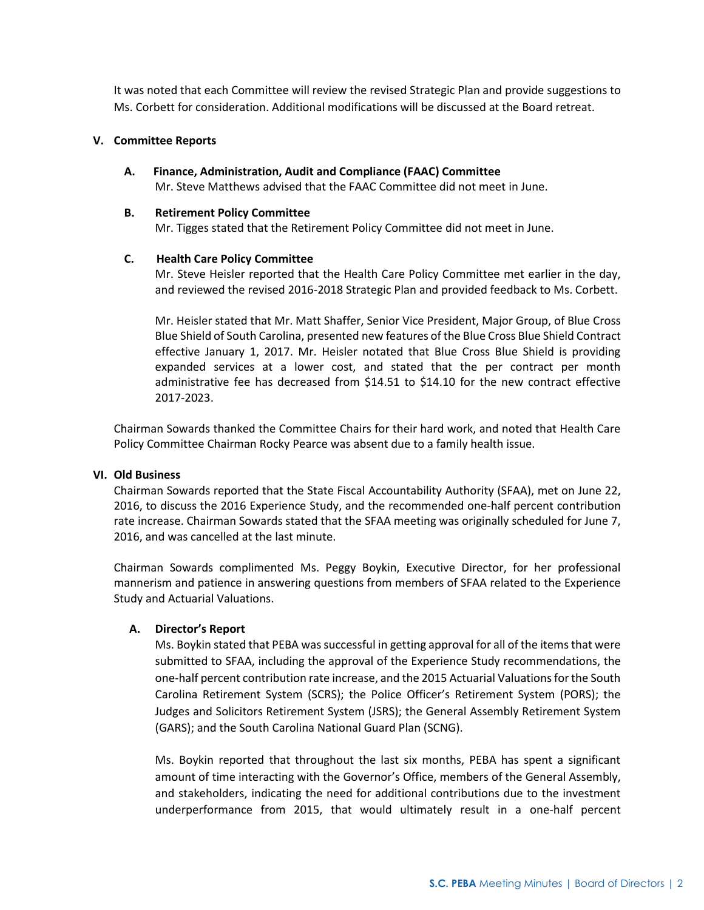It was noted that each Committee will review the revised Strategic Plan and provide suggestions to Ms. Corbett for consideration. Additional modifications will be discussed at the Board retreat.

## V. Committee Reports

### A. Finance, Administration, Audit and Compliance (FAAC) Committee

Mr. Steve Matthews advised that the FAAC Committee did not meet in June.

### B. Retirement Policy Committee

Mr. Tigges stated that the Retirement Policy Committee did not meet in June.

### C. Health Care Policy Committee

Mr. Steve Heisler reported that the Health Care Policy Committee met earlier in the day, and reviewed the revised 2016-2018 Strategic Plan and provided feedback to Ms. Corbett.

Mr. Heisler stated that Mr. Matt Shaffer, Senior Vice President, Major Group, of Blue Cross Blue Shield of South Carolina, presented new features of the Blue Cross Blue Shield Contract effective January 1, 2017. Mr. Heisler notated that Blue Cross Blue Shield is providing expanded services at a lower cost, and stated that the per contract per month administrative fee has decreased from $14.51 to $14.10 for the new contract effective 2017-2023.

Chairman Sowards thanked the Committee Chairs for their hard work, and noted that Health Care Policy Committee Chairman Rocky Pearce was absent due to a family health issue.

## VI. Old Business

Chairman Sowards reported that the State Fiscal Accountability Authority (SFAA), met on June 22, 2016, to discuss the 2016 Experience Study, and the recommended one-half percent contribution rate increase. Chairman Sowards stated that the SFAA meeting was originally scheduled for June 7, 2016, and was cancelled at the last minute.

Chairman Sowards complimented Ms. Peggy Boykin, Executive Director, for her professional mannerism and patience in answering questions from members of SFAA related to the Experience Study and Actuarial Valuations.

### A. Director's Report

Ms. Boykin stated that PEBA was successful in getting approval for all of the items that were submitted to SFAA, including the approval of the Experience Study recommendations, the one-half percent contribution rate increase, and the 2015 Actuarial Valuations for the South Carolina Retirement System (SCRS); the Police Officer's Retirement System (PORS); the Judges and Solicitors Retirement System (JSRS); the General Assembly Retirement System (GARS); and the South Carolina National Guard Plan (SCNG).

Ms. Boykin reported that throughout the last six months, PEBA has spent a significant amount of time interacting with the Governor's Office, members of the General Assembly, and stakeholders, indicating the need for additional contributions due to the investment underperformance from 2015, that would ultimately result in a one-half percent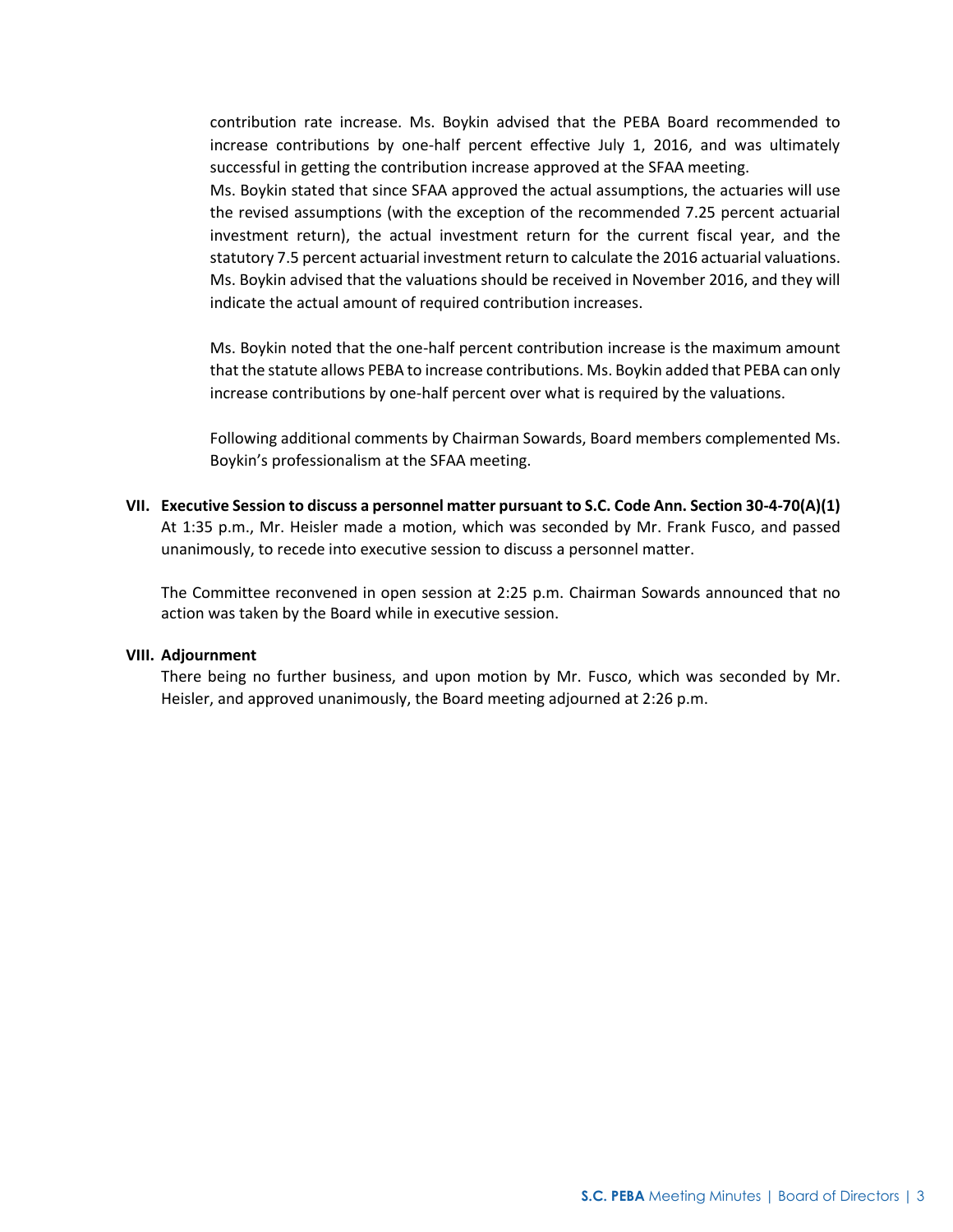contribution rate increase. Ms. Boykin advised that the PEBA Board recommended to increase contributions by one-half percent effective July 1, 2016, and was ultimately successful in getting the contribution increase approved at the SFAA meeting.

Ms. Boykin stated that since SFAA approved the actual assumptions, the actuaries will use the revised assumptions (with the exception of the recommended 7.25 percent actuarial investment return), the actual investment return for the current fiscal year, and the statutory 7.5 percent actuarial investment return to calculate the 2016 actuarial valuations. Ms. Boykin advised that the valuations should be received in November 2016, and they will indicate the actual amount of required contribution increases.

Ms. Boykin noted that the one-half percent contribution increase is the maximum amount that the statute allows PEBA to increase contributions. Ms. Boykin added that PEBA can only increase contributions by one-half percent over what is required by the valuations.

Following additional comments by Chairman Sowards, Board members complemented Ms. Boykin's professionalism at the SFAA meeting.

**VII. Executive Session to discuss a personnel matter pursuant to S.C. Code Ann. Section 30-4-70(A)(1)**

At 1:35 p.m., Mr. Heisler made a motion, which was seconded by Mr. Frank Fusco, and passed unanimously, to recede into executive session to discuss a personnel matter.

The Committee reconvened in open session at 2:25 p.m. Chairman Sowards announced that no action was taken by the Board while in executive session.

**VIII. Adjournment**

There being no further business, and upon motion by Mr. Fusco, which was seconded by Mr. Heisler, and approved unanimously, the Board meeting adjourned at 2:26 p.m.